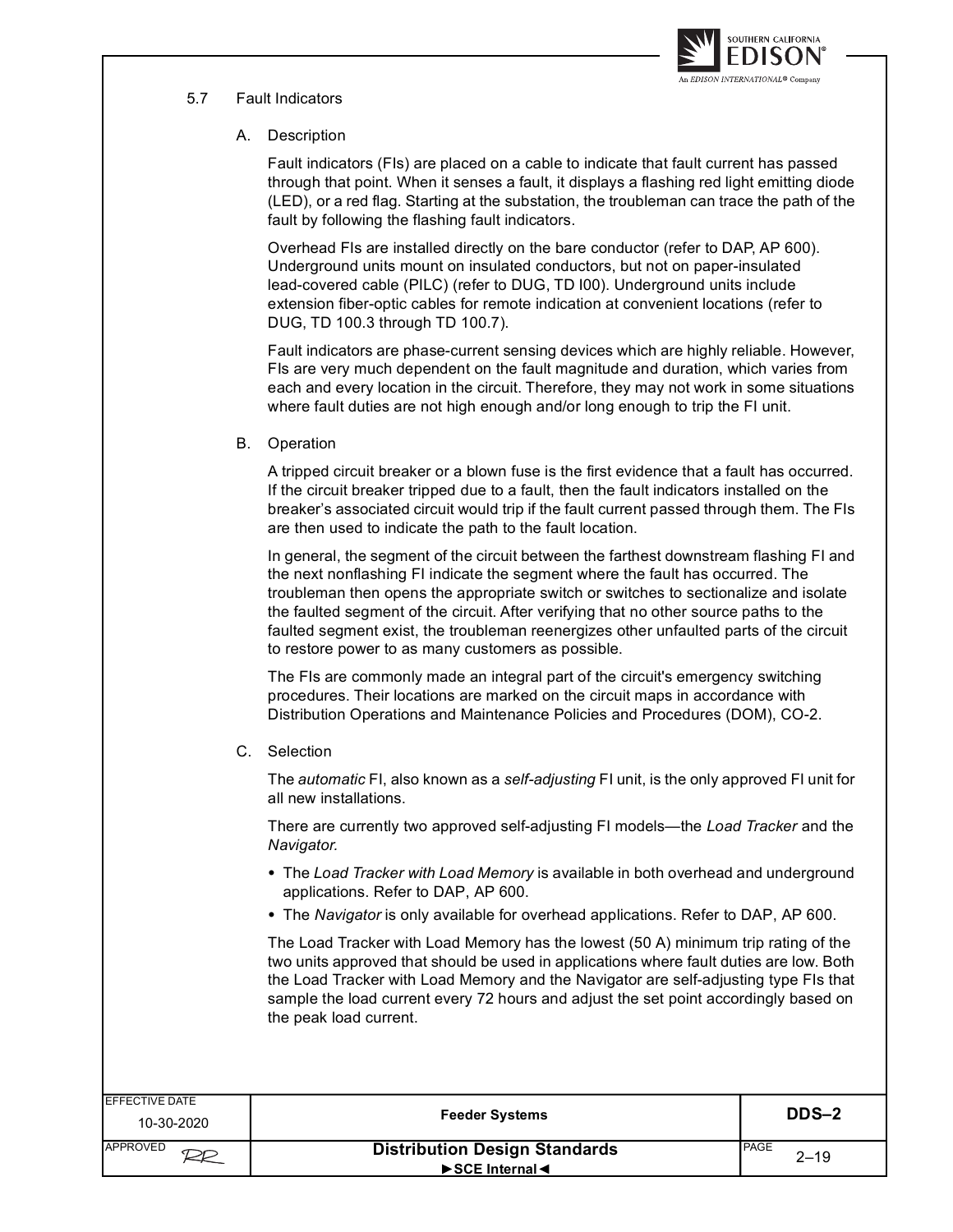## 5.7 Fault Indicators

### A. Description

Fault indicators (FIs) are placed on a cable to indicate that fault current has passed through that point. When it senses a fault, it displays a flashing red light emitting diode (LED), or a red flag. Starting at the substation, the troubleman can trace the path of the fault by following the flashing fault indicators.

Overhead FIs are installed directly on the bare conductor (refer to DAP, AP 600). Underground units mount on insulated conductors, but not on paper-insulated lead-covered cable (PILC) (refer to DUG, TD I00). Underground units include extension fiber-optic cables for remote indication at convenient locations (refer to DUG, TD 100.3 through TD 100.7).

Fault indicators are phase-current sensing devices which are highly reliable. However, FIs are very much dependent on the fault magnitude and duration, which varies from each and every location in the circuit. Therefore, they may not work in some situations where fault duties are not high enough and/or long enough to trip the FI unit.

### B. Operation

A tripped circuit breaker or a blown fuse is the first evidence that a fault has occurred. If the circuit breaker tripped due to a fault, then the fault indicators installed on the breaker's associated circuit would trip if the fault current passed through them. The FIs are then used to indicate the path to the fault location.

In general, the segment of the circuit between the farthest downstream flashing FI and the next nonflashing FI indicate the segment where the fault has occurred. The troubleman then opens the appropriate switch or switches to sectionalize and isolate the faulted segment of the circuit. After verifying that no other source paths to the faulted segment exist, the troubleman reenergizes other unfaulted parts of the circuit to restore power to as many customers as possible.

The FIs are commonly made an integral part of the circuit's emergency switching procedures. Their locations are marked on the circuit maps in accordance with Distribution Operations and Maintenance Policies and Procedures (DOM), CO-2.

### C. Selection

The *automatic* FI, also known as a *self-adjusting* FI unit, is the only approved FI unit for all new installations.

There are currently two approved self-adjusting FI models—the *Load Tracker* and the *Navigator.*

- The *Load Tracker with Load Memory* is available in both overhead and underground applications. Refer to DAP, AP 600.
- The *Navigator* is only available for overhead applications. Refer to DAP, AP 600.

The Load Tracker with Load Memory has the lowest (50 A) minimum trip rating of the two units approved that should be used in applications where fault duties are low. Both the Load Tracker with Load Memory and the Navigator are self-adjusting type FIs that sample the load current every 72 hours and adjust the set point accordingly based on the peak load current.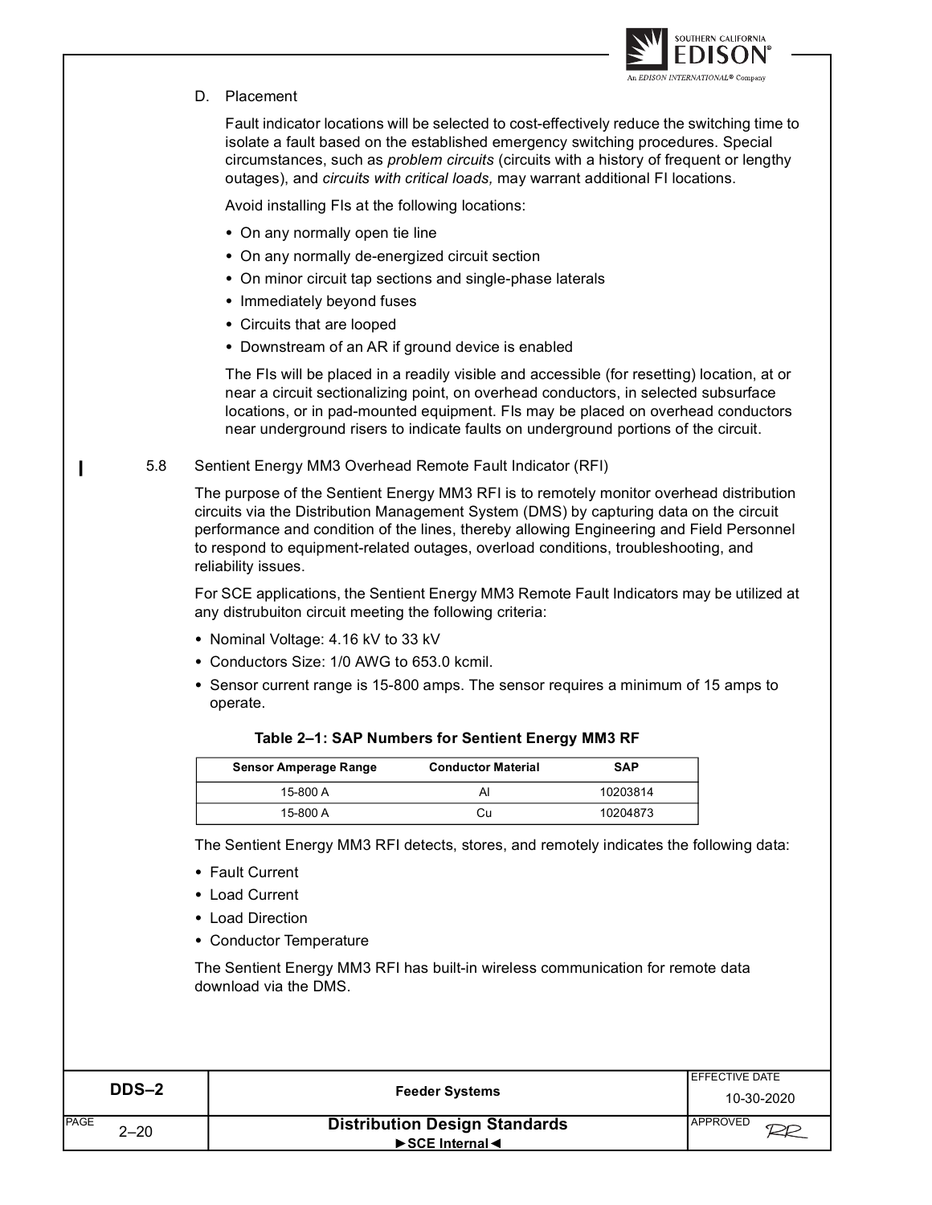D. Placement

Fault indicator locations will be selected to cost-effectively reduce the switching time to isolate a fault based on the established emergency switching procedures. Special circumstances, such as *problem circuits* (circuits with a history of frequent or lengthy outages), and *circuits with critical loads,* may warrant additional FI locations.

Avoid installing FIs at the following locations:

- On any normally open tie line
- On any normally de-energized circuit section
- On minor circuit tap sections and single-phase laterals
- Immediately beyond fuses
- Circuits that are looped
- Downstream of an AR if ground device is enabled

The FIs will be placed in a readily visible and accessible (for resetting) location, at or near a circuit sectionalizing point, on overhead conductors, in selected subsurface locations, or in pad-mounted equipment. FIs may be placed on overhead conductors near underground risers to indicate faults on underground portions of the circuit.

## 5.8 Sentient Energy MM3 Overhead Remote Fault Indicator (RFI)

The purpose of the Sentient Energy MM3 RFI is to remotely monitor overhead distribution circuits via the Distribution Management System (DMS) by capturing data on the circuit performance and condition of the lines, thereby allowing Engineering and Field Personnel to respond to equipment-related outages, overload conditions, troubleshooting, and reliability issues.

For SCE applications, the Sentient Energy MM3 Remote Fault Indicators may be utilized at any distrubuiton circuit meeting the following criteria:

- Nominal Voltage: 4.16 kV to 33 kV
- Conductors Size: 1/0 AWG to 653.0 kcmil.
- Sensor current range is 15-800 amps. The sensor requires a minimum of 15 amps to operate.

**Table 2–1: SAP Numbers for Sentient Energy MM3 RF**

| Sensor Amperage Range | Conductor Material | SAP |
|---|---|---|
| 15-800 A | Al | 10203814 |
| 15-800 A | Cu | 10204873 |

The Sentient Energy MM3 RFI detects, stores, and remotely indicates the following data:

- Fault Current
- Load Current
- Load Direction
- Conductor Temperature

The Sentient Energy MM3 RFI has built-in wireless communication for remote data download via the DMS.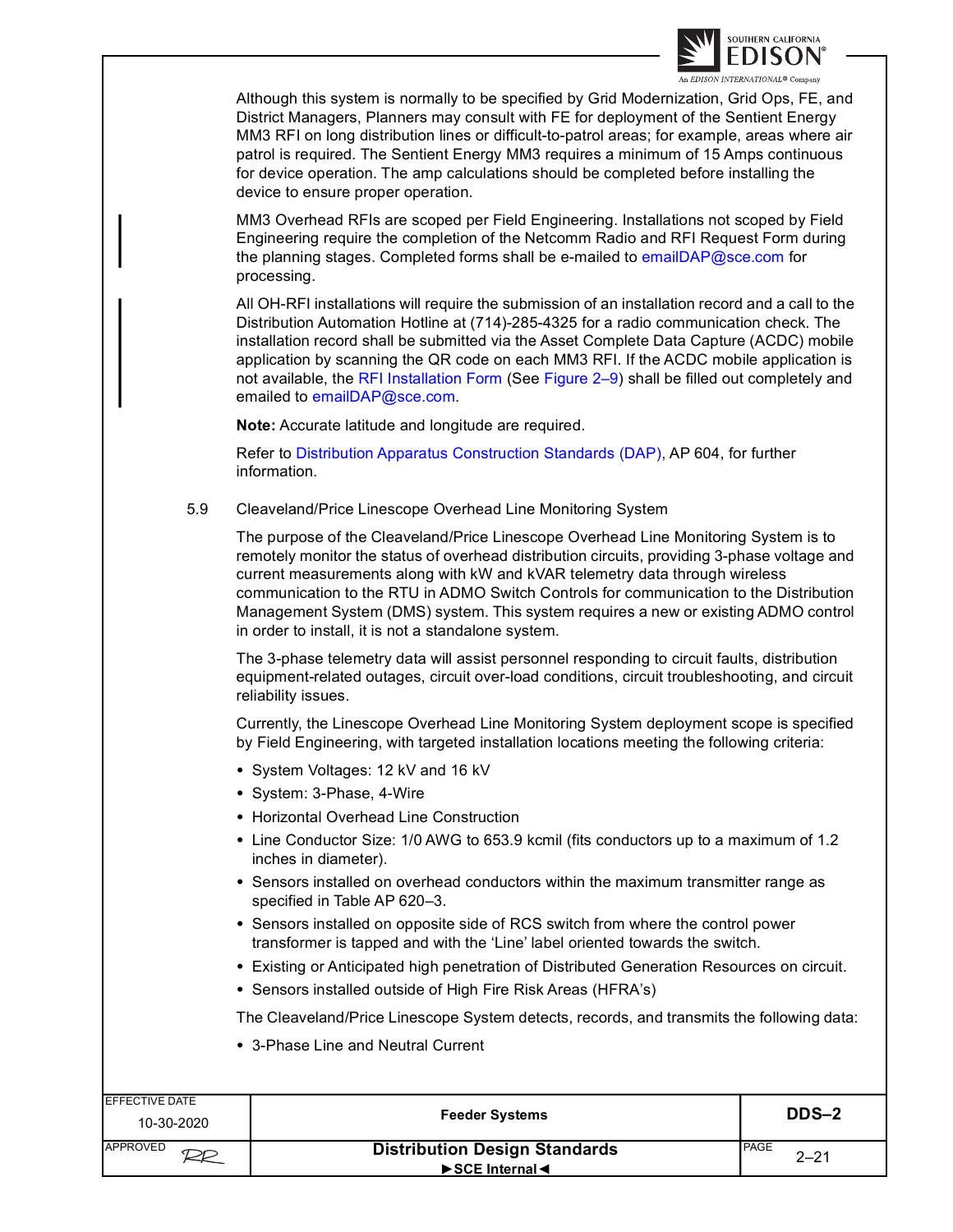Although this system is normally to be specified by Grid Modernization, Grid Ops, FE, and District Managers, Planners may consult with FE for deployment of the Sentient Energy MM3 RFI on long distribution lines or difficult-to-patrol areas; for example, areas where air patrol is required. The Sentient Energy MM3 requires a minimum of 15 Amps continuous for device operation. The amp calculations should be completed before installing the device to ensure proper operation.

MM3 Overhead RFIs are scoped per Field Engineering. Installations not scoped by Field Engineering require the completion of the Netcomm Radio and RFI Request Form during the planning stages. Completed forms shall be e-mailed to emailDAP@sce.com for processing.

All OH-RFI installations will require the submission of an installation record and a call to the Distribution Automation Hotline at (714)-285-4325 for a radio communication check. The installation record shall be submitted via the Asset Complete Data Capture (ACDC) mobile application by scanning the QR code on each MM3 RFI. If the ACDC mobile application is not available, the RFI Installation Form (See Figure 2–9) shall be filled out completely and emailed to emailDAP@sce.com.

**Note:** Accurate latitude and longitude are required.

Refer to Distribution Apparatus Construction Standards (DAP), AP 604, for further information.

## 5.9 Cleaveland/Price Linescope Overhead Line Monitoring System

The purpose of the Cleaveland/Price Linescope Overhead Line Monitoring System is to remotely monitor the status of overhead distribution circuits, providing 3-phase voltage and current measurements along with kW and kVAR telemetry data through wireless communication to the RTU in ADMO Switch Controls for communication to the Distribution Management System (DMS) system. This system requires a new or existing ADMO control in order to install, it is not a standalone system.

The 3-phase telemetry data will assist personnel responding to circuit faults, distribution equipment-related outages, circuit over-load conditions, circuit troubleshooting, and circuit reliability issues.

Currently, the Linescope Overhead Line Monitoring System deployment scope is specified by Field Engineering, with targeted installation locations meeting the following criteria:

- System Voltages: 12 kV and 16 kV
- System: 3-Phase, 4-Wire
- Horizontal Overhead Line Construction
- Line Conductor Size: 1/0 AWG to 653.9 kcmil (fits conductors up to a maximum of 1.2 inches in diameter).
- Sensors installed on overhead conductors within the maximum transmitter range as specified in Table AP 620–3.
- Sensors installed on opposite side of RCS switch from where the control power transformer is tapped and with the 'Line' label oriented towards the switch.
- Existing or Anticipated high penetration of Distributed Generation Resources on circuit.
- Sensors installed outside of High Fire Risk Areas (HFRA's)

The Cleaveland/Price Linescope System detects, records, and transmits the following data:

- 3-Phase Line and Neutral Current